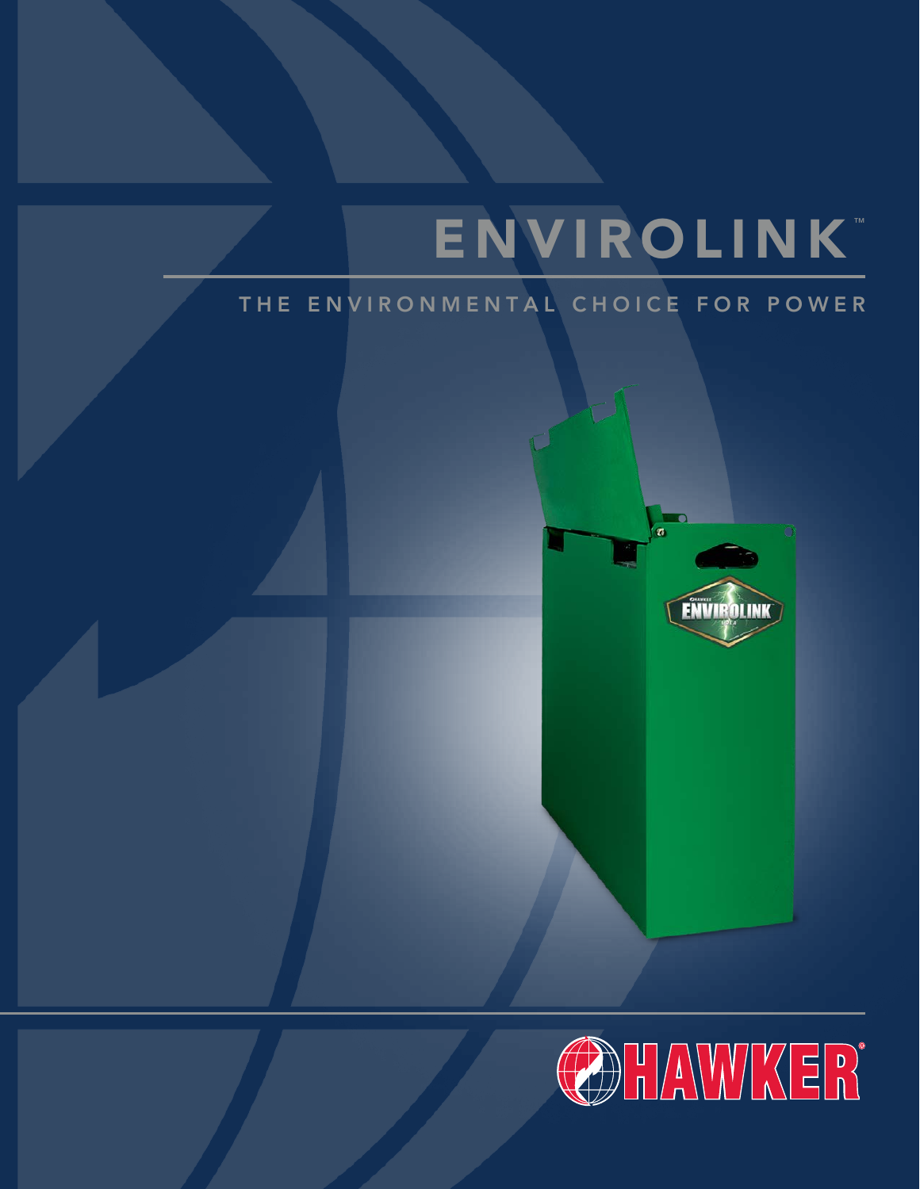# ENVIROLINK™

## THE ENVIRONMENTAL CHOICE FOR POWER

HAWKER®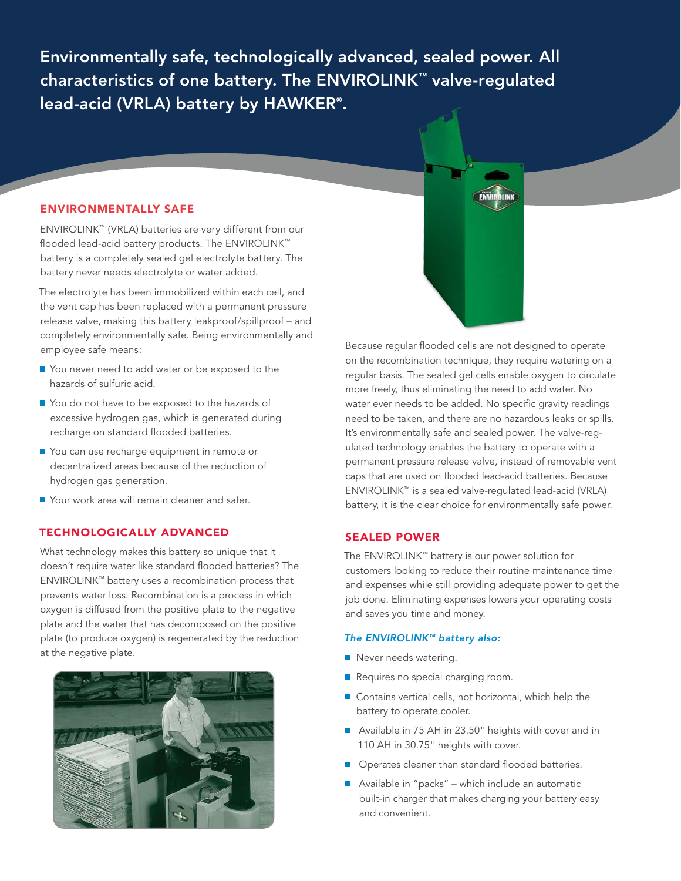# Environmentally safe, technologically advanced, sealed power. All characteristics of one battery. The ENVIROLINK™ valve-regulated lead-acid (VRLA) battery by HAWKER®.

## ENVIRONMENTALLY SAFE

ENVIROLINK™ (VRLA) batteries are very different from our flooded lead-acid battery products. The ENVIROLINK™ battery is a completely sealed gel electrolyte battery. The battery never needs electrolyte or water added.

The electrolyte has been immobilized within each cell, and the vent cap has been replaced with a permanent pressure release valve, making this battery leakproof/spillproof – and completely environmentally safe. Being environmentally and employee safe means:

- You never need to add water or be exposed to the hazards of sulfuric acid.
- You do not have to be exposed to the hazards of excessive hydrogen gas, which is generated during recharge on standard flooded batteries.
- You can use recharge equipment in remote or decentralized areas because of the reduction of hydrogen gas generation.
- Your work area will remain cleaner and safer.

## TECHNOLOGICALLY ADVANCED

What technology makes this battery so unique that it doesn't require water like standard flooded batteries? The ENVIROLINK™ battery uses a recombination process that prevents water loss. Recombination is a process in which oxygen is diffused from the positive plate to the negative plate and the water that has decomposed on the positive plate (to produce oxygen) is regenerated by the reduction at the negative plate.

Because regular flooded cells are not designed to operate on the recombination technique, they require watering on a regular basis. The sealed gel cells enable oxygen to circulate more freely, thus eliminating the need to add water. No water ever needs to be added. No specific gravity readings need to be taken, and there are no hazardous leaks or spills. It's environmentally safe and sealed power. The valve-regulated technology enables the battery to operate with a permanent pressure release valve, instead of removable vent caps that are used on flooded lead-acid batteries. Because ENVIROLINK™ is a sealed valve-regulated lead-acid (VRLA) battery, it is the clear choice for environmentally safe power.

## SEALED POWER

The ENVIROLINK™ battery is our power solution for customers looking to reduce their routine maintenance time and expenses while still providing adequate power to get the job done. Eliminating expenses lowers your operating costs and saves you time and money.

***The ENVIROLINK™ battery also:***

- Never needs watering.
- Requires no special charging room.
- Contains vertical cells, not horizontal, which help the battery to operate cooler.
- Available in 75 AH in 23.50" heights with cover and in 110 AH in 30.75" heights with cover.
- Operates cleaner than standard flooded batteries.
- Available in "packs" – which include an automatic built-in charger that makes charging your battery easy and convenient.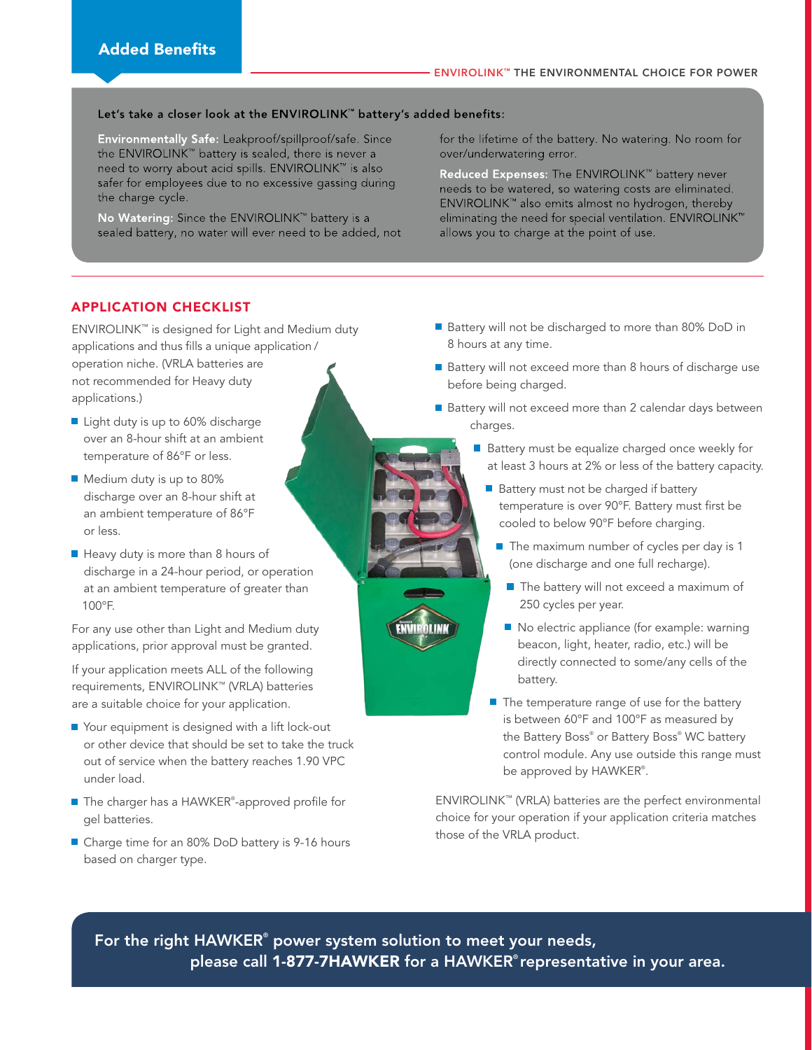## Added Benefits

ENVIROLINK™ THE ENVIRONMENTAL CHOICE FOR POWER

Let's take a closer look at the ENVIROLINK™ battery's added benefits:

**Environmentally Safe:** Leakproof/spillproof/safe. Since the ENVIROLINK™ battery is sealed, there is never a need to worry about acid spills. ENVIROLINK™ is also safer for employees due to no excessive gassing during the charge cycle.

**No Watering:** Since the ENVIROLINK™ battery is a sealed battery, no water will ever need to be added, not for the lifetime of the battery. No watering. No room for over/underwatering error.

**Reduced Expenses:** The ENVIROLINK™ battery never needs to be watered, so watering costs are eliminated. ENVIROLINK™ also emits almost no hydrogen, thereby eliminating the need for special ventilation. ENVIROLINK™ allows you to charge at the point of use.

## APPLICATION CHECKLIST

ENVIROLINK™ is designed for Light and Medium duty applications and thus fills a unique application / operation niche. (VRLA batteries are not recommended for Heavy duty applications.)

- Light duty is up to 60% discharge over an 8-hour shift at an ambient temperature of 86°F or less.
- Medium duty is up to 80% discharge over an 8-hour shift at an ambient temperature of 86°F or less.
- Heavy duty is more than 8 hours of discharge in a 24-hour period, or operation at an ambient temperature of greater than 100°F.

For any use other than Light and Medium duty applications, prior approval must be granted.

If your application meets ALL of the following requirements, ENVIROLINK™ (VRLA) batteries are a suitable choice for your application.

- Your equipment is designed with a lift lock-out or other device that should be set to take the truck out of service when the battery reaches 1.90 VPC under load.
- The charger has a HAWKER®-approved profile for gel batteries.
- Charge time for an 80% DoD battery is 9-16 hours based on charger type.
- Battery will not be discharged to more than 80% DoD in 8 hours at any time.
- Battery will not exceed more than 8 hours of discharge use before being charged.
- Battery will not exceed more than 2 calendar days between charges.
- Battery must be equalize charged once weekly for at least 3 hours at 2% or less of the battery capacity.
- Battery must not be charged if battery temperature is over 90°F. Battery must first be cooled to below 90°F before charging.
- The maximum number of cycles per day is 1 (one discharge and one full recharge).
- The battery will not exceed a maximum of 250 cycles per year.
- No electric appliance (for example: warning beacon, light, heater, radio, etc.) will be directly connected to some/any cells of the battery.
- The temperature range of use for the battery is between 60°F and 100°F as measured by the Battery Boss® or Battery Boss® WC battery control module. Any use outside this range must be approved by HAWKER®.

ENVIROLINK™ (VRLA) batteries are the perfect environmental choice for your operation if your application criteria matches those of the VRLA product.

**For the right HAWKER® power system solution to meet your needs, please call 1-877-7HAWKER for a HAWKER® representative in your area.**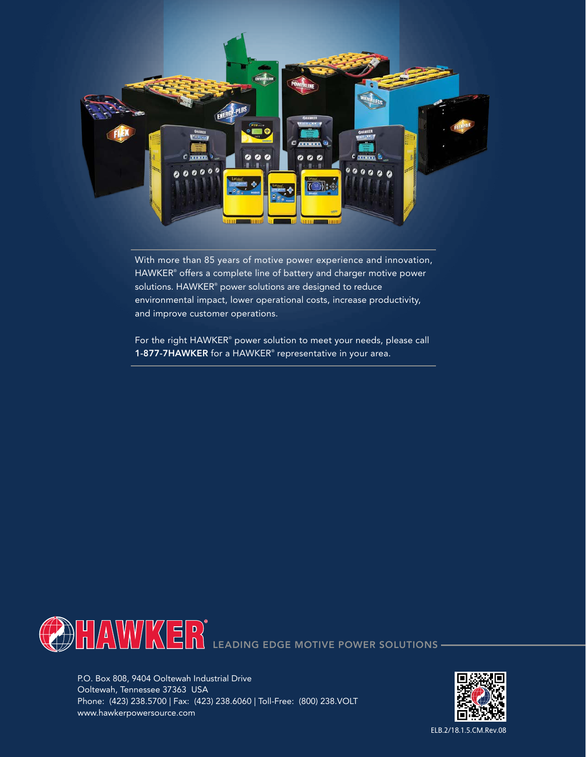With more than 85 years of motive power experience and innovation, HAWKER® offers a complete line of battery and charger motive power solutions. HAWKER® power solutions are designed to reduce environmental impact, lower operational costs, increase productivity, and improve customer operations.

For the right HAWKER® power solution to meet your needs, please call **1-877-7HAWKER** for a HAWKER® representative in your area.

**HAWKER®** LEADING EDGE MOTIVE POWER SOLUTIONS

P.O. Box 808, 9404 Ooltewah Industrial Drive
Ooltewah, Tennessee 37363 USA
Phone: (423) 238.5700 | Fax: (423) 238.6060 | Toll-Free: (800) 238.VOLT
www.hawkerpowersource.com

ELB.2/18.1.5.CM.Rev.08